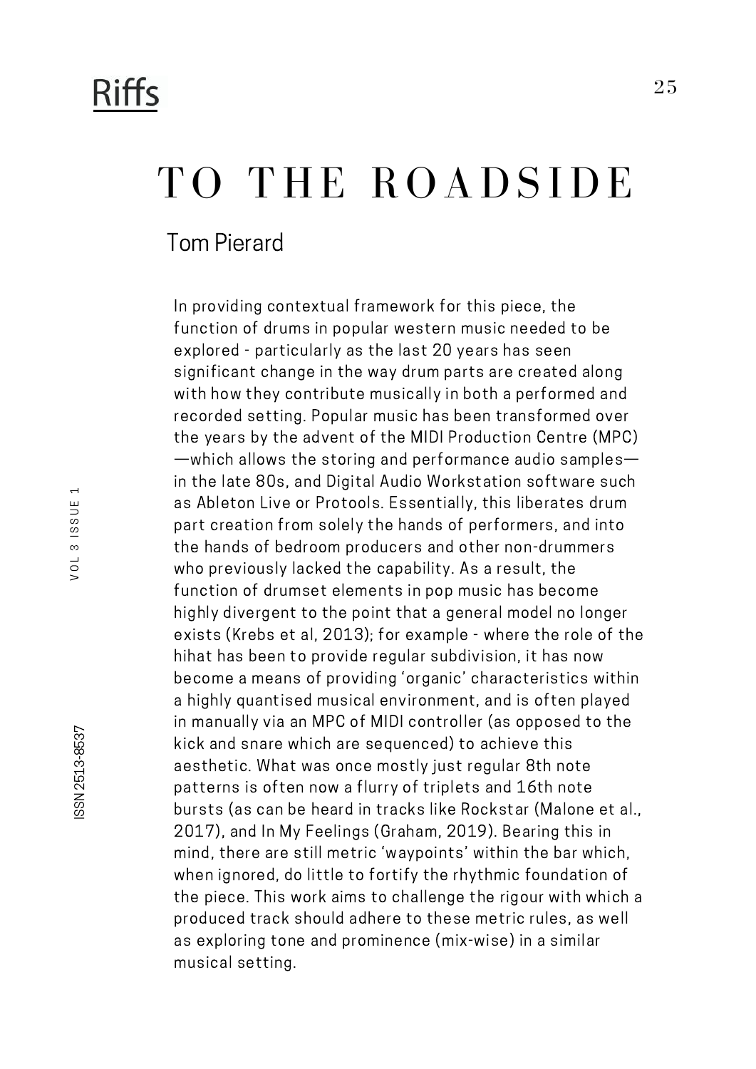# TO THE ROADSIDE

## Tom Pierard

In providing contextual framework for this piece, the function of drums in popular western music needed to be explored - particularly as the last 20 years has seen significant change in the way drum parts are created along with how they contribute musically in both a performed and recorded setting. Popular music has been transformed over the years by the advent of the MIDI Production Centre (MPC)—which allows the storing and performance audio samples—in the late 80s, and Digital Audio Workstation software such as Ableton Live or Protools. Essentially, this liberates drum part creation from solely the hands of performers, and into the hands of bedroom producers and other non-drummers who previously lacked the capability. As a result, the function of drumset elements in pop music has become highly divergent to the point that a general model no longer exists (Krebs et al, 2013); for example - where the role of the hihat has been to provide regular subdivision, it has now become a means of providing 'organic' characteristics within a highly quantised musical environment, and is often played in manually via an MPC of MIDI controller (as opposed to the kick and snare which are sequenced) to achieve this aesthetic. What was once mostly just regular 8th note patterns is often now a flurry of triplets and 16th note bursts (as can be heard in tracks like Rockstar (Malone et al., 2017), and In My Feelings (Graham, 2019). Bearing this in mind, there are still metric 'waypoints' within the bar which, when ignored, do little to fortify the rhythmic foundation of the piece. This work aims to challenge the rigour with which a produced track should adhere to these metric rules, as well as exploring tone and prominence (mix-wise) in a similar musical setting.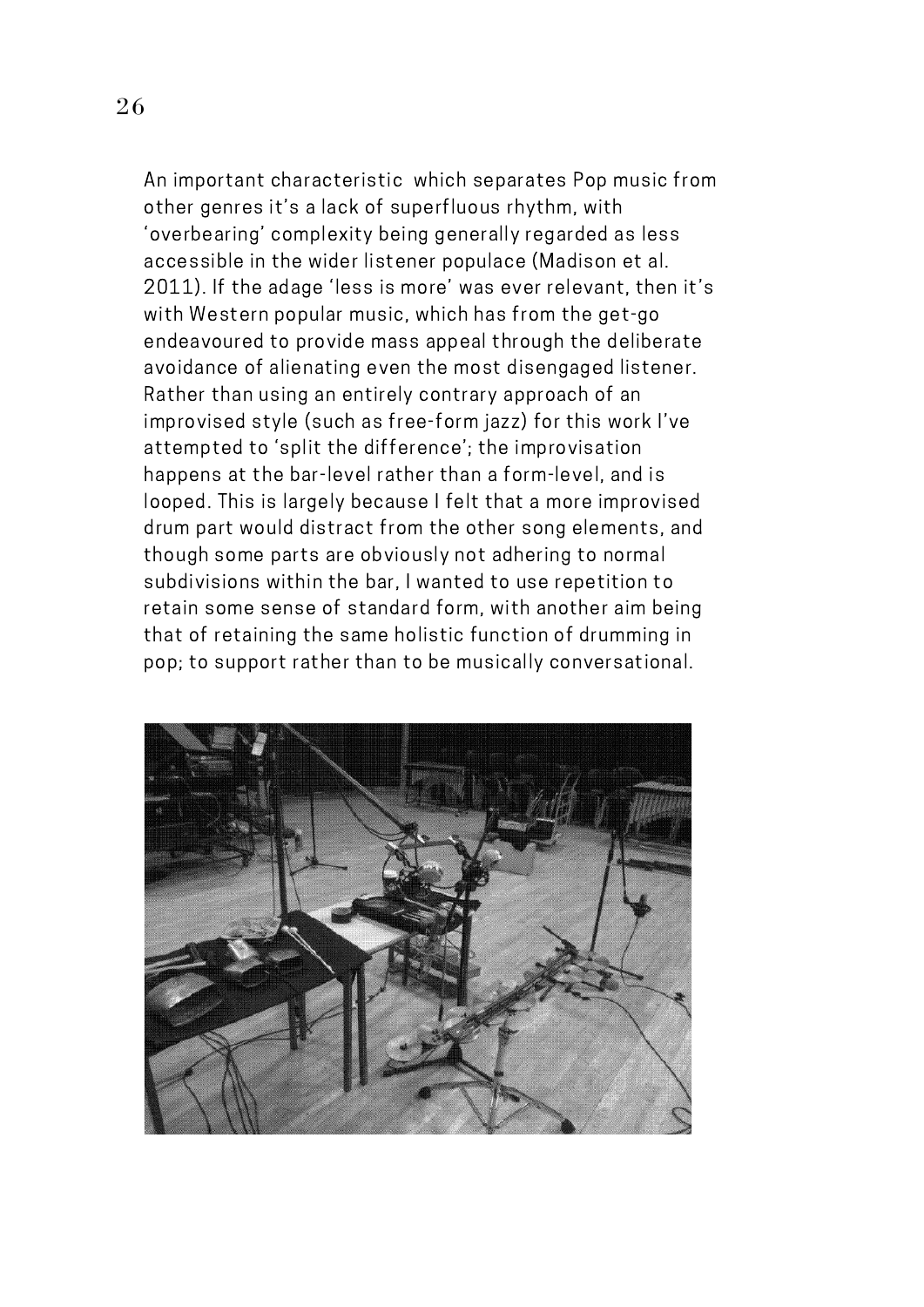An important characteristic  which separates Pop music from other genres it's a lack of superfluous rhythm, with 'overbearing' complexity being generally regarded as less accessible in the wider listener populace (Madison et al. 2011). If the adage 'less is more' was ever relevant, then it's with Western popular music, which has from the get-go endeavoured to provide mass appeal through the deliberate avoidance of alienating even the most disengaged listener. Rather than using an entirely contrary approach of an improvised style (such as free-form jazz) for this work I've attempted to 'split the difference'; the improvisation happens at the bar-level rather than a form-level, and is looped. This is largely because I felt that a more improvised drum part would distract from the other song elements, and though some parts are obviously not adhering to normal subdivisions within the bar, I wanted to use repetition to retain some sense of standard form, with another aim being that of retaining the same holistic function of drumming in pop; to support rather than to be musically conversational.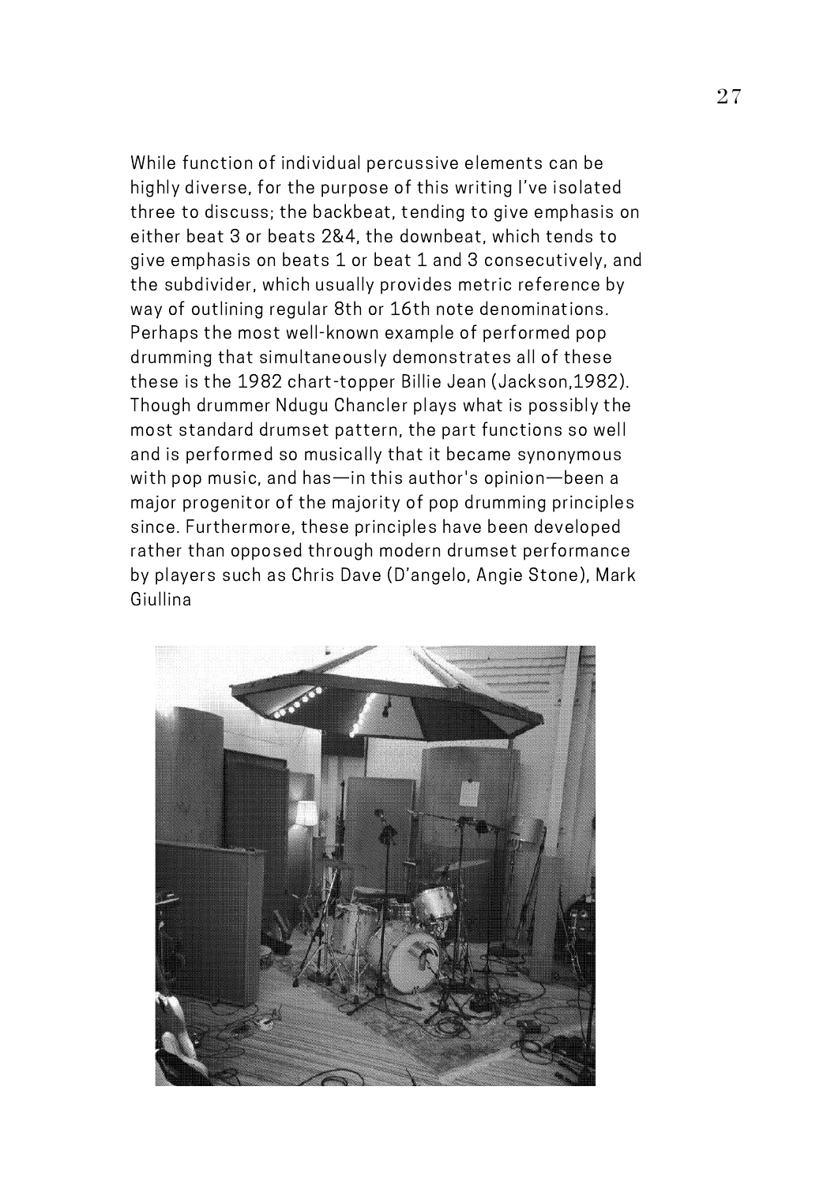While function of individual percussive elements can be highly diverse, for the purpose of this writing I've isolated three to discuss; the backbeat, tending to give emphasis on either beat 3 or beats 2&4, the downbeat, which tends to give emphasis on beats 1 or beat 1 and 3 consecutively, and the subdivider, which usually provides metric reference by way of outlining regular 8th or 16th note denominations. Perhaps the most well-known example of performed pop drumming that simultaneously demonstrates all of these these is the 1982 chart-topper Billie Jean (Jackson,1982). Though drummer Ndugu Chancler plays what is possibly the most standard drumset pattern, the part functions so well and is performed so musically that it became synonymous with pop music, and has—in this author's opinion—been a major progenitor of the majority of pop drumming principles since. Furthermore, these principles have been developed rather than opposed through modern drumset performance by players such as Chris Dave (D'angelo, Angie Stone), Mark Giullina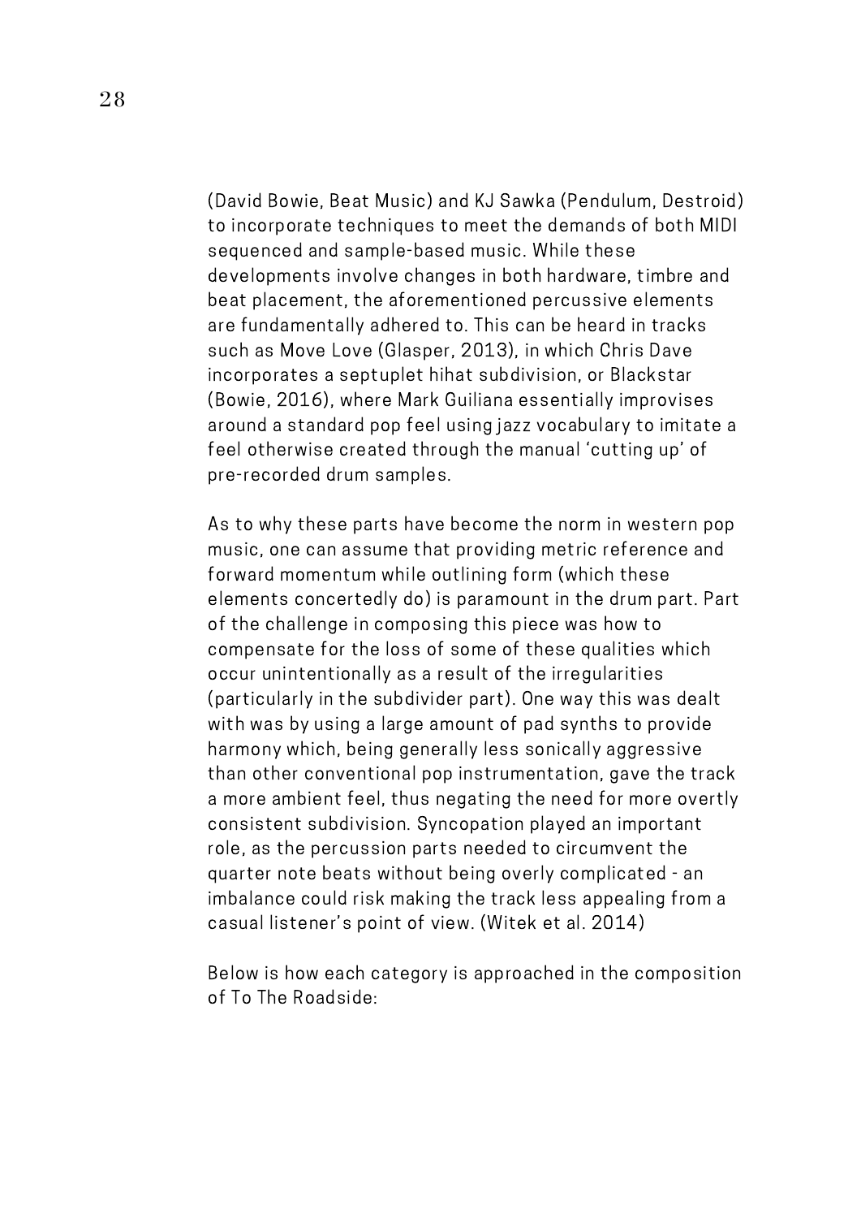(David Bowie, Beat Music) and KJ Sawka (Pendulum, Destroid) to incorporate techniques to meet the demands of both MIDI sequenced and sample-based music. While these developments involve changes in both hardware, timbre and beat placement, the aforementioned percussive elements are fundamentally adhered to. This can be heard in tracks such as Move Love (Glasper, 2013), in which Chris Dave incorporates a septuplet hihat subdivision, or Blackstar (Bowie, 2016), where Mark Guiliana essentially improvises around a standard pop feel using jazz vocabulary to imitate a feel otherwise created through the manual 'cutting up' of pre-recorded drum samples.

As to why these parts have become the norm in western pop music, one can assume that providing metric reference and forward momentum while outlining form (which these elements concertedly do) is paramount in the drum part. Part of the challenge in composing this piece was how to compensate for the loss of some of these qualities which occur unintentionally as a result of the irregularities (particularly in the subdivider part). One way this was dealt with was by using a large amount of pad synths to provide harmony which, being generally less sonically aggressive than other conventional pop instrumentation, gave the track a more ambient feel, thus negating the need for more overtly consistent subdivision. Syncopation played an important role, as the percussion parts needed to circumvent the quarter note beats without being overly complicated - an imbalance could risk making the track less appealing from a casual listener's point of view. (Witek et al. 2014)

Below is how each category is approached in the composition of To The Roadside: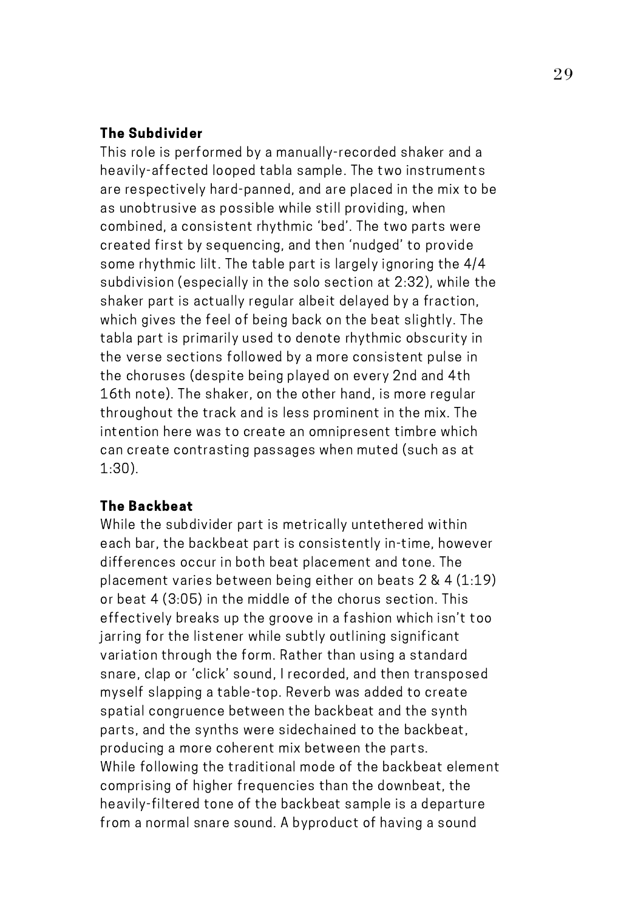### The Subdivider

This role is performed by a manually-recorded shaker and a heavily-affected looped tabla sample. The two instruments are respectively hard-panned, and are placed in the mix to be as unobtrusive as possible while still providing, when combined, a consistent rhythmic 'bed'. The two parts were created first by sequencing, and then 'nudged' to provide some rhythmic lilt. The table part is largely ignoring the 4/4 subdivision (especially in the solo section at 2:32), while the shaker part is actually regular albeit delayed by a fraction, which gives the feel of being back on the beat slightly. The tabla part is primarily used to denote rhythmic obscurity in the verse sections followed by a more consistent pulse in the choruses (despite being played on every 2nd and 4th 16th note). The shaker, on the other hand, is more regular throughout the track and is less prominent in the mix. The intention here was to create an omnipresent timbre which can create contrasting passages when muted (such as at 1:30).

### The Backbeat

While the subdivider part is metrically untethered within each bar, the backbeat part is consistently in-time, however differences occur in both beat placement and tone. The placement varies between being either on beats 2 & 4 (1:19) or beat 4 (3:05) in the middle of the chorus section. This effectively breaks up the groove in a fashion which isn't too jarring for the listener while subtly outlining significant variation through the form. Rather than using a standard snare, clap or 'click' sound, I recorded, and then transposed myself slapping a table-top. Reverb was added to create spatial congruence between the backbeat and the synth parts, and the synths were sidechained to the backbeat, producing a more coherent mix between the parts.
While following the traditional mode of the backbeat element comprising of higher frequencies than the downbeat, the heavily-filtered tone of the backbeat sample is a departure from a normal snare sound. A byproduct of having a sound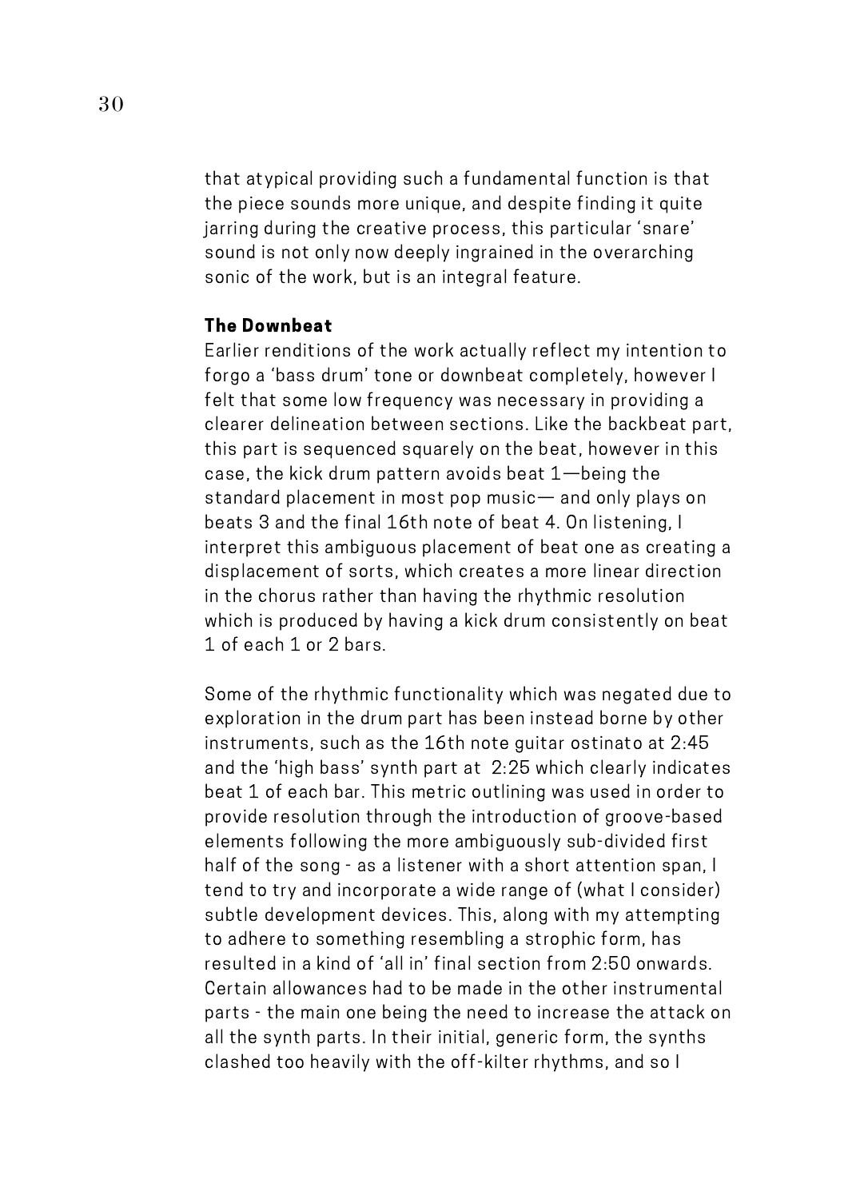that atypical providing such a fundamental function is that the piece sounds more unique, and despite finding it quite jarring during the creative process, this particular 'snare' sound is not only now deeply ingrained in the overarching sonic of the work, but is an integral feature.

**The Downbeat**

Earlier renditions of the work actually reflect my intention to forgo a 'bass drum' tone or downbeat completely, however I felt that some low frequency was necessary in providing a clearer delineation between sections. Like the backbeat part, this part is sequenced squarely on the beat, however in this case, the kick drum pattern avoids beat 1—being the standard placement in most pop music— and only plays on beats 3 and the final 16th note of beat 4. On listening, I interpret this ambiguous placement of beat one as creating a displacement of sorts, which creates a more linear direction in the chorus rather than having the rhythmic resolution which is produced by having a kick drum consistently on beat 1 of each 1 or 2 bars.

Some of the rhythmic functionality which was negated due to exploration in the drum part has been instead borne by other instruments, such as the 16th note guitar ostinato at 2:45 and the 'high bass' synth part at 2:25 which clearly indicates beat 1 of each bar. This metric outlining was used in order to provide resolution through the introduction of groove-based elements following the more ambiguously sub-divided first half of the song - as a listener with a short attention span, I tend to try and incorporate a wide range of (what I consider) subtle development devices. This, along with my attempting to adhere to something resembling a strophic form, has resulted in a kind of 'all in' final section from 2:50 onwards. Certain allowances had to be made in the other instrumental parts - the main one being the need to increase the attack on all the synth parts. In their initial, generic form, the synths clashed too heavily with the off-kilter rhythms, and so I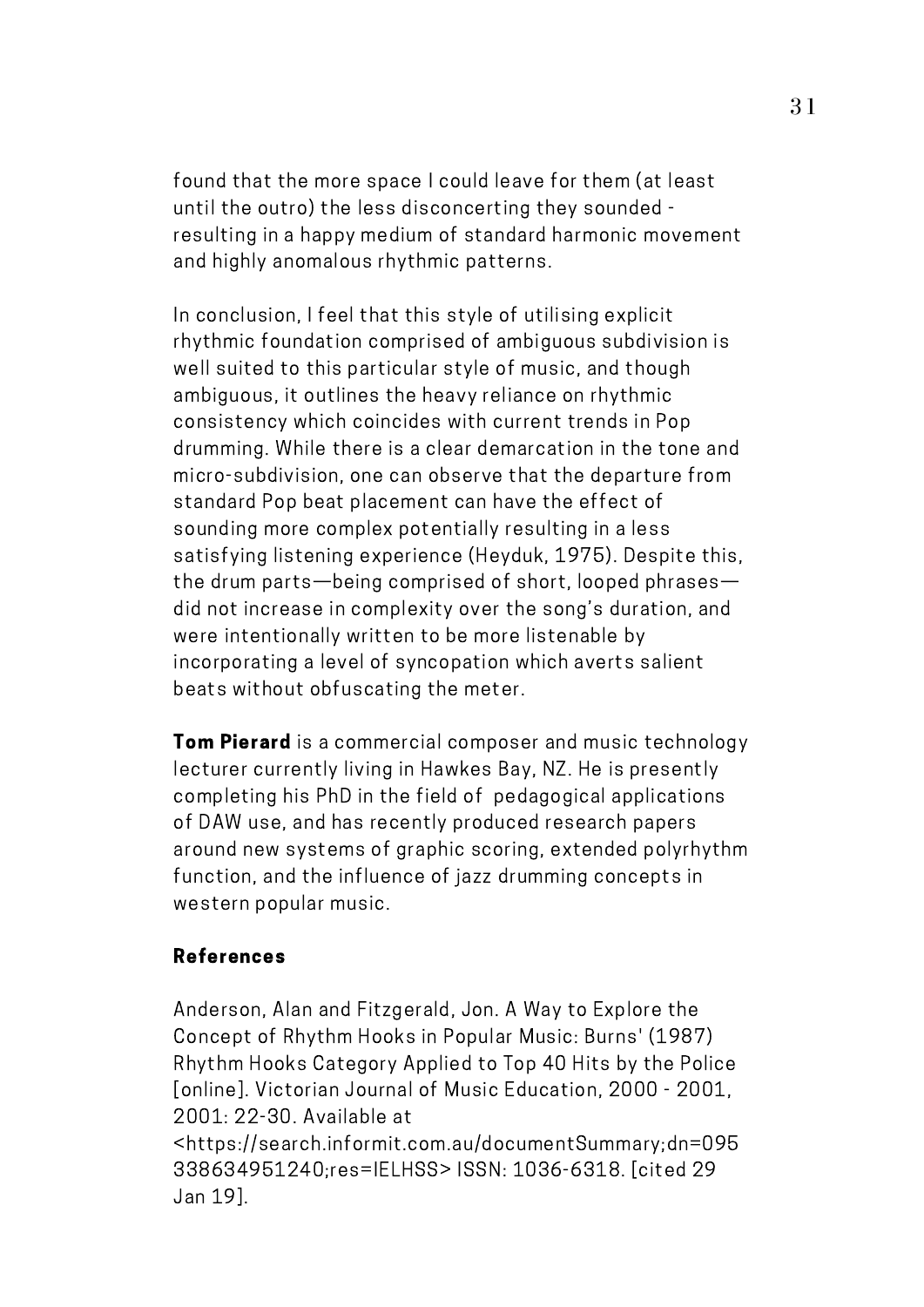found that the more space I could leave for them (at least until the outro) the less disconcerting they sounded - resulting in a happy medium of standard harmonic movement and highly anomalous rhythmic patterns.

In conclusion, I feel that this style of utilising explicit rhythmic foundation comprised of ambiguous subdivision is well suited to this particular style of music, and though ambiguous, it outlines the heavy reliance on rhythmic consistency which coincides with current trends in Pop drumming. While there is a clear demarcation in the tone and micro-subdivision, one can observe that the departure from standard Pop beat placement can have the effect of sounding more complex potentially resulting in a less satisfying listening experience (Heyduk, 1975). Despite this, the drum parts—being comprised of short, looped phrases—did not increase in complexity over the song's duration, and were intentionally written to be more listenable by incorporating a level of syncopation which averts salient beats without obfuscating the meter.

**Tom Pierard** is a commercial composer and music technology lecturer currently living in Hawkes Bay, NZ. He is presently completing his PhD in the field of pedagogical applications of DAW use, and has recently produced research papers around new systems of graphic scoring, extended polyrhythm function, and the influence of jazz drumming concepts in western popular music.

## References

Anderson, Alan and Fitzgerald, Jon. A Way to Explore the Concept of Rhythm Hooks in Popular Music: Burns' (1987) Rhythm Hooks Category Applied to Top 40 Hits by the Police [online]. Victorian Journal of Music Education, 2000 - 2001, 2001: 22-30. Available at <https://search.informit.com.au/documentSummary;dn=095338634951240;res=IELHSS> ISSN: 1036-6318. [cited 29 Jan 19].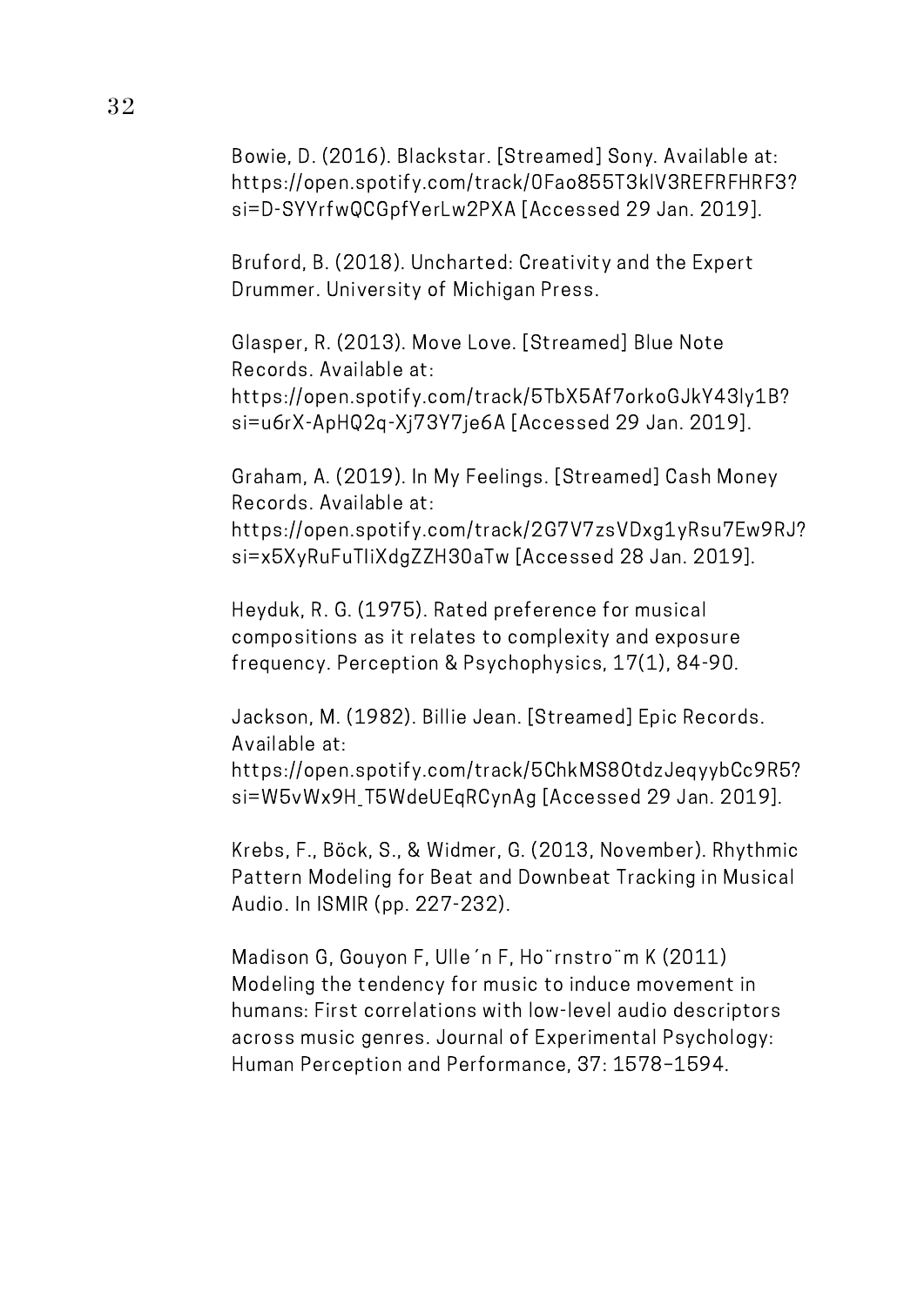Bowie, D. (2016). Blackstar. [Streamed] Sony. Available at: https://open.spotify.com/track/0Fao855T3klV3REFRFHRF3?si=D-SYYrfwQCGpfYerLw2PXA [Accessed 29 Jan. 2019].

Bruford, B. (2018). Uncharted: Creativity and the Expert Drummer. University of Michigan Press.

Glasper, R. (2013). Move Love. [Streamed] Blue Note Records. Available at: https://open.spotify.com/track/5TbX5Af7orkoGJkY43ly1B?si=u6rX-ApHQ2q-Xj73Y7je6A [Accessed 29 Jan. 2019].

Graham, A. (2019). In My Feelings. [Streamed] Cash Money Records. Available at: https://open.spotify.com/track/2G7V7zsVDxg1yRsu7Ew9RJ?si=x5XyRuFuTliXdgZZH30aTw [Accessed 28 Jan. 2019].

Heyduk, R. G. (1975). Rated preference for musical compositions as it relates to complexity and exposure frequency. Perception & Psychophysics, 17(1), 84-90.

Jackson, M. (1982). Billie Jean. [Streamed] Epic Records. Available at: https://open.spotify.com/track/5ChkMS8OtdzJeqyybCc9R5?si=W5vWx9H_T5WdeUEqRCynAg [Accessed 29 Jan. 2019].

Krebs, F., Böck, S., & Widmer, G. (2013, November). Rhythmic Pattern Modeling for Beat and Downbeat Tracking in Musical Audio. In ISMIR (pp. 227-232).

Madison G, Gouyon F, Ulle´n F, Ho¨rnstro¨m K (2011) Modeling the tendency for music to induce movement in humans: First correlations with low-level audio descriptors across music genres. Journal of Experimental Psychology: Human Perception and Performance, 37: 1578–1594.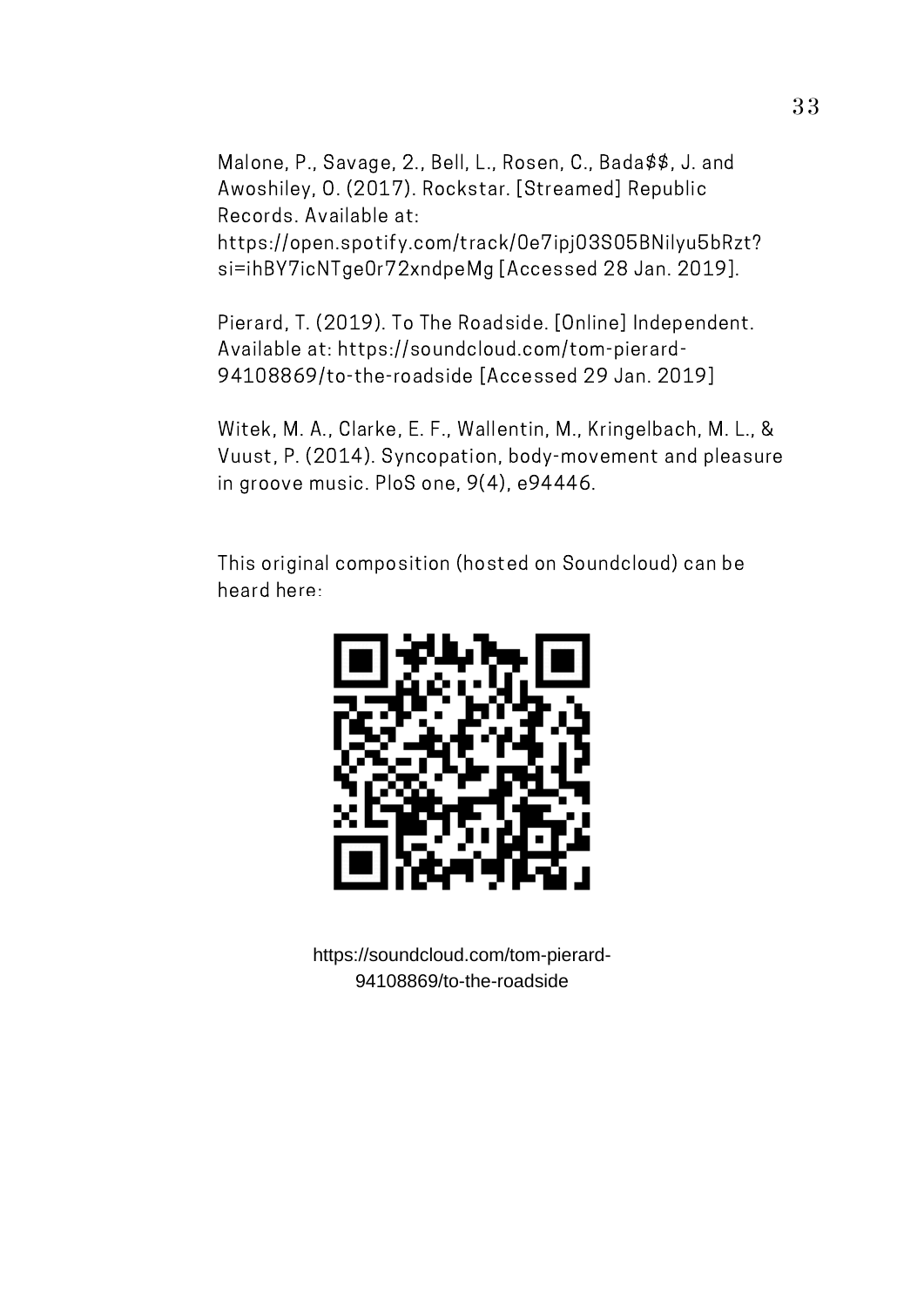Malone, P., Savage, 2., Bell, L., Rosen, C., Bada$$, J. and Awoshiley, O. (2017). Rockstar. [Streamed] Republic Records. Available at: https://open.spotify.com/track/0e7ipj03S05BNilyu5bRzt?si=ihBY7icNTge0r72xndpeMg [Accessed 28 Jan. 2019].

Pierard, T. (2019). To The Roadside. [Online] Independent. Available at: https://soundcloud.com/tom-pierard-94108869/to-the-roadside [Accessed 29 Jan. 2019]

Witek, M. A., Clarke, E. F., Wallentin, M., Kringelbach, M. L., & Vuust, P. (2014). Syncopation, body-movement and pleasure in groove music. PloS one, 9(4), e94446.

This original composition (hosted on Soundcloud) can be heard here:

https://soundcloud.com/tom-pierard-94108869/to-the-roadside